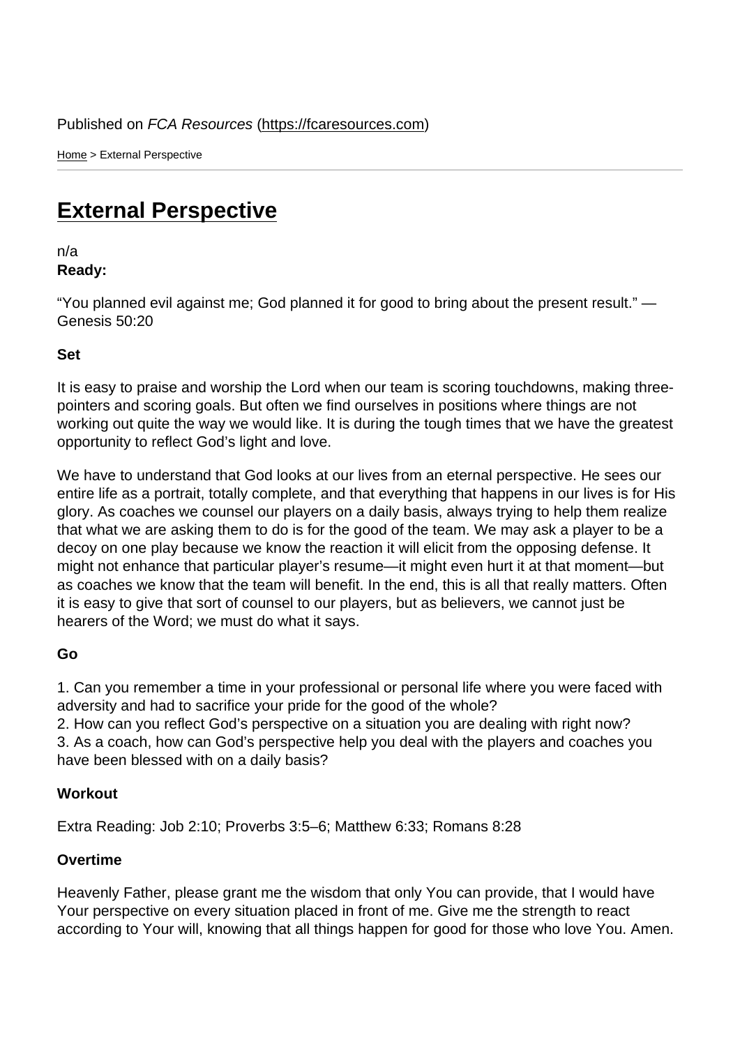Published on *FCA Resources* (https://fcaresources.com)

Home > External Perspective

# External Perspective

n/a

**Ready:**

"You planned evil against me; God planned it for good to bring about the present result." — Genesis 50:20

**Set**

It is easy to praise and worship the Lord when our team is scoring touchdowns, making three-pointers and scoring goals. But often we find ourselves in positions where things are not working out quite the way we would like. It is during the tough times that we have the greatest opportunity to reflect God's light and love.

We have to understand that God looks at our lives from an eternal perspective. He sees our entire life as a portrait, totally complete, and that everything that happens in our lives is for His glory. As coaches we counsel our players on a daily basis, always trying to help them realize that what we are asking them to do is for the good of the team. We may ask a player to be a decoy on one play because we know the reaction it will elicit from the opposing defense. It might not enhance that particular player's resume—it might even hurt it at that moment—but as coaches we know that the team will benefit. In the end, this is all that really matters. Often it is easy to give that sort of counsel to our players, but as believers, we cannot just be hearers of the Word; we must do what it says.

**Go**

1. Can you remember a time in your professional or personal life where you were faced with adversity and had to sacrifice your pride for the good of the whole?
2. How can you reflect God's perspective on a situation you are dealing with right now?
3. As a coach, how can God's perspective help you deal with the players and coaches you have been blessed with on a daily basis?

**Workout**

Extra Reading: Job 2:10; Proverbs 3:5–6; Matthew 6:33; Romans 8:28

**Overtime**

Heavenly Father, please grant me the wisdom that only You can provide, that I would have Your perspective on every situation placed in front of me. Give me the strength to react according to Your will, knowing that all things happen for good for those who love You. Amen.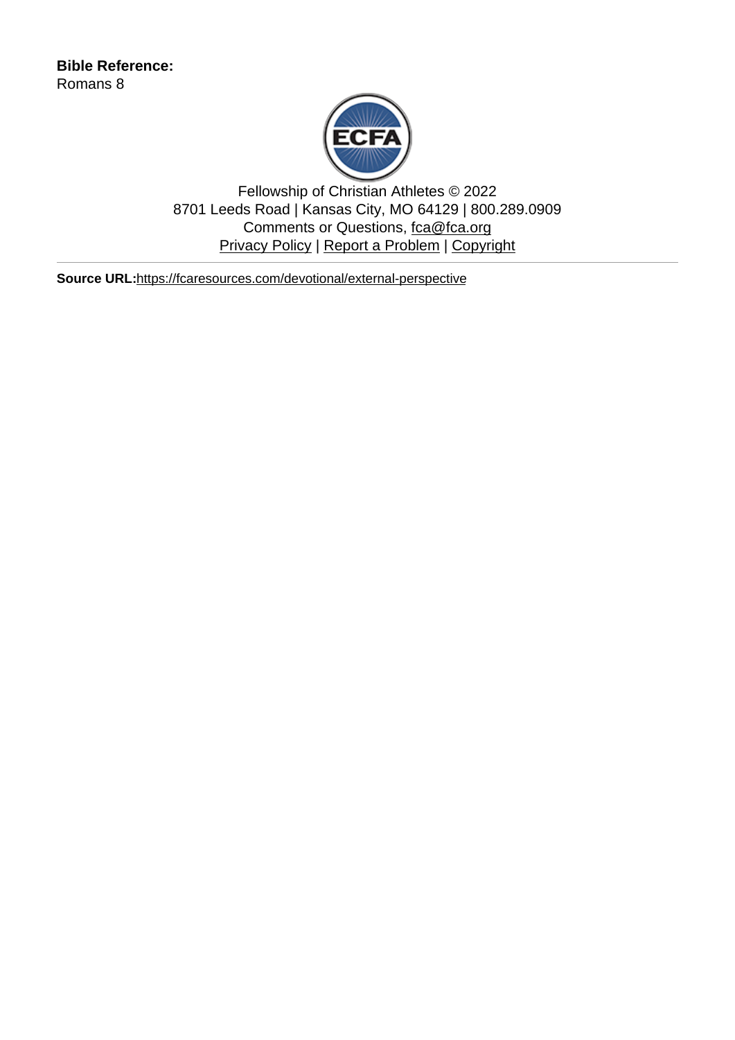**Bible Reference:**
Romans 8

Fellowship of Christian Athletes © 2022
8701 Leeds Road | Kansas City, MO 64129 | 800.289.0909
Comments or Questions, fca@fca.org
Privacy Policy | Report a Problem | Copyright

---

**Source URL:**https://fcaresources.com/devotional/external-perspective